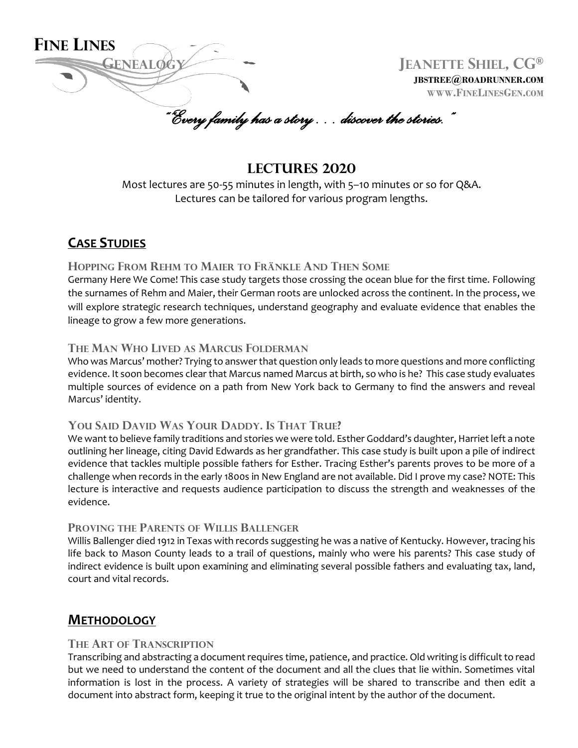**Fine Lines Genealogy**

**Jeanette Shiel, CG®**
**jbstree@roadrunner.com**
**www.FineLinesGen.com**

*"Every family has a story . . . discover the stories."*

# LECTURES 2020

Most lectures are 50-55 minutes in length, with 5–10 minutes or so for Q&A.
Lectures can be tailored for various program lengths.

## CASE STUDIES

### Hopping From Rehm to Maier to Fränkle And Then Some

Germany Here We Come! This case study targets those crossing the ocean blue for the first time. Following the surnames of Rehm and Maier, their German roots are unlocked across the continent. In the process, we will explore strategic research techniques, understand geography and evaluate evidence that enables the lineage to grow a few more generations.

### The Man Who Lived as Marcus Folderman

Who was Marcus' mother? Trying to answer that question only leads to more questions and more conflicting evidence. It soon becomes clear that Marcus named Marcus at birth, so who is he? This case study evaluates multiple sources of evidence on a path from New York back to Germany to find the answers and reveal Marcus' identity.

### You Said David Was Your Daddy. Is That True?

We want to believe family traditions and stories we were told. Esther Goddard's daughter, Harriet left a note outlining her lineage, citing David Edwards as her grandfather. This case study is built upon a pile of indirect evidence that tackles multiple possible fathers for Esther. Tracing Esther's parents proves to be more of a challenge when records in the early 1800s in New England are not available. Did I prove my case? NOTE: This lecture is interactive and requests audience participation to discuss the strength and weaknesses of the evidence.

### Proving the Parents of Willis Ballenger

Willis Ballenger died 1912 in Texas with records suggesting he was a native of Kentucky. However, tracing his life back to Mason County leads to a trail of questions, mainly who were his parents? This case study of indirect evidence is built upon examining and eliminating several possible fathers and evaluating tax, land, court and vital records.

## METHODOLOGY

### The Art of Transcription

Transcribing and abstracting a document requires time, patience, and practice. Old writing is difficult to read but we need to understand the content of the document and all the clues that lie within. Sometimes vital information is lost in the process. A variety of strategies will be shared to transcribe and then edit a document into abstract form, keeping it true to the original intent by the author of the document.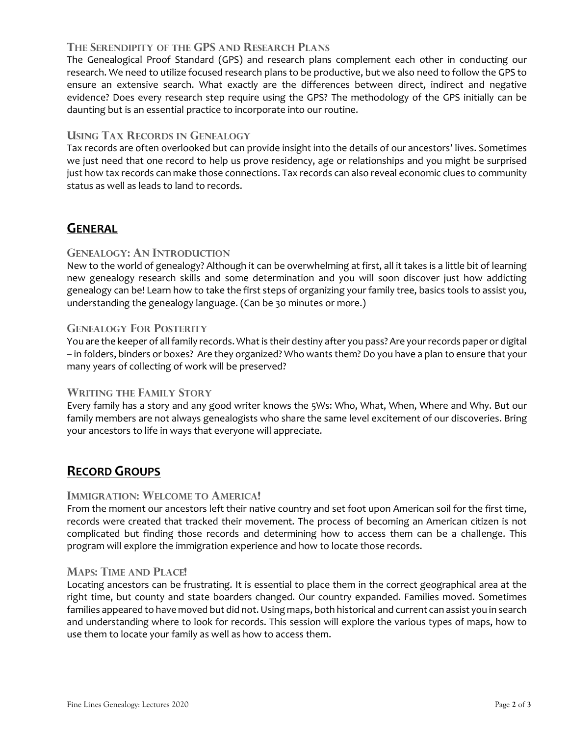### The Serendipity of the GPS and Research Plans

The Genealogical Proof Standard (GPS) and research plans complement each other in conducting our research. We need to utilize focused research plans to be productive, but we also need to follow the GPS to ensure an extensive search. What exactly are the differences between direct, indirect and negative evidence? Does every research step require using the GPS? The methodology of the GPS initially can be daunting but is an essential practice to incorporate into our routine.

### Using Tax Records in Genealogy

Tax records are often overlooked but can provide insight into the details of our ancestors' lives. Sometimes we just need that one record to help us prove residency, age or relationships and you might be surprised just how tax records can make those connections. Tax records can also reveal economic clues to community status as well as leads to land to records.

## General

### Genealogy: An Introduction

New to the world of genealogy? Although it can be overwhelming at first, all it takes is a little bit of learning new genealogy research skills and some determination and you will soon discover just how addicting genealogy can be! Learn how to take the first steps of organizing your family tree, basics tools to assist you, understanding the genealogy language. (Can be 30 minutes or more.)

### Genealogy For Posterity

You are the keeper of all family records. What is their destiny after you pass? Are your records paper or digital – in folders, binders or boxes? Are they organized? Who wants them? Do you have a plan to ensure that your many years of collecting of work will be preserved?

### Writing the Family Story

Every family has a story and any good writer knows the 5Ws: Who, What, When, Where and Why. But our family members are not always genealogists who share the same level excitement of our discoveries. Bring your ancestors to life in ways that everyone will appreciate.

## Record Groups

### Immigration: Welcome to America!

From the moment our ancestors left their native country and set foot upon American soil for the first time, records were created that tracked their movement. The process of becoming an American citizen is not complicated but finding those records and determining how to access them can be a challenge. This program will explore the immigration experience and how to locate those records.

### Maps: Time and Place!

Locating ancestors can be frustrating. It is essential to place them in the correct geographical area at the right time, but county and state boarders changed. Our country expanded. Families moved. Sometimes families appeared to have moved but did not. Using maps, both historical and current can assist you in search and understanding where to look for records. This session will explore the various types of maps, how to use them to locate your family as well as how to access them.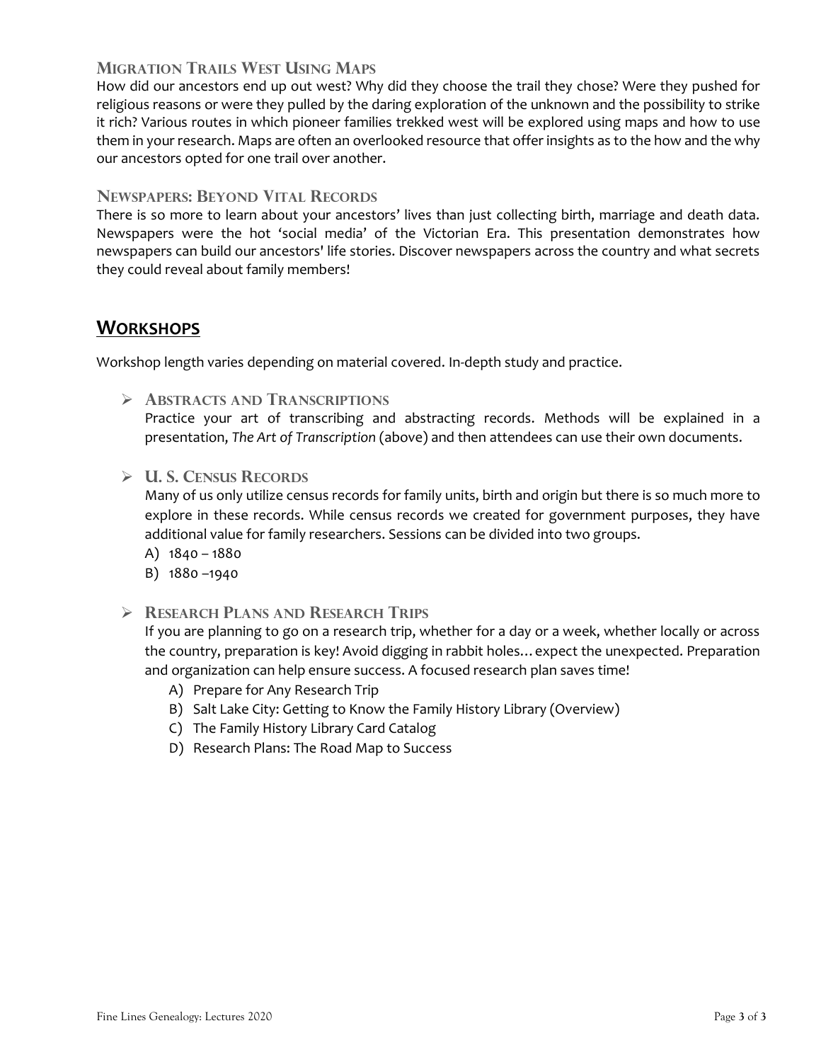### Migration Trails West Using Maps

How did our ancestors end up out west? Why did they choose the trail they chose? Were they pushed for religious reasons or were they pulled by the daring exploration of the unknown and the possibility to strike it rich? Various routes in which pioneer families trekked west will be explored using maps and how to use them in your research. Maps are often an overlooked resource that offer insights as to the how and the why our ancestors opted for one trail over another.

### Newspapers: Beyond Vital Records

There is so more to learn about your ancestors' lives than just collecting birth, marriage and death data. Newspapers were the hot 'social media' of the Victorian Era. This presentation demonstrates how newspapers can build our ancestors' life stories. Discover newspapers across the country and what secrets they could reveal about family members!

## Workshops

Workshop length varies depending on material covered. In-depth study and practice.

- **Abstracts and Transcriptions**
  Practice your art of transcribing and abstracting records. Methods will be explained in a presentation, *The Art of Transcription* (above) and then attendees can use their own documents.

- **U. S. Census Records**
  Many of us only utilize census records for family units, birth and origin but there is so much more to explore in these records. While census records we created for government purposes, they have additional value for family researchers. Sessions can be divided into two groups.
  A) 1840 – 1880
  B) 1880 –1940

- **Research Plans and Research Trips**
  If you are planning to go on a research trip, whether for a day or a week, whether locally or across the country, preparation is key! Avoid digging in rabbit holes… expect the unexpected. Preparation and organization can help ensure success. A focused research plan saves time!
  A) Prepare for Any Research Trip
  B) Salt Lake City: Getting to Know the Family History Library (Overview)
  C) The Family History Library Card Catalog
  D) Research Plans: The Road Map to Success